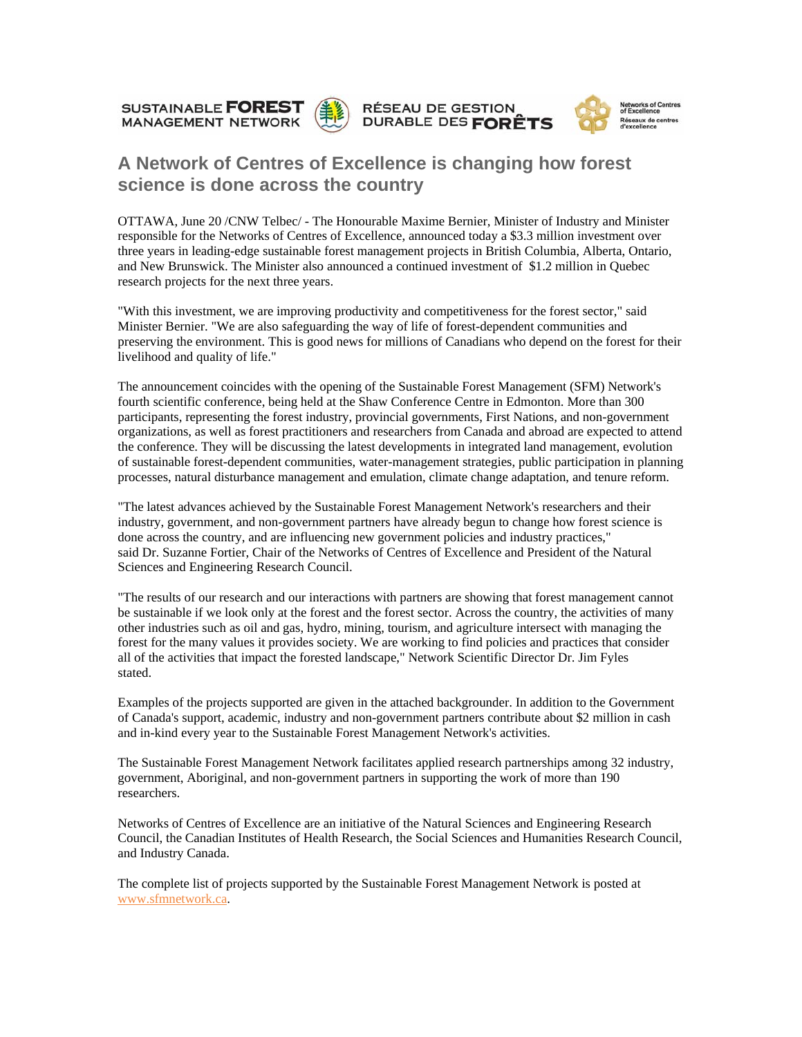SUSTAINABLE **FOREST** MANAGEMENT NETWORK — RÉSEAU DE GESTION DURABLE DES **FORÊTS** — Networks of Centres of Excellence / Réseaux de centres d'excellence

# A Network of Centres of Excellence is changing how forest science is done across the country

OTTAWA, June 20 /CNW Telbec/ - The Honourable Maxime Bernier, Minister of Industry and Minister responsible for the Networks of Centres of Excellence, announced today a $3.3 million investment over three years in leading-edge sustainable forest management projects in British Columbia, Alberta, Ontario, and New Brunswick. The Minister also announced a continued investment of $1.2 million in Quebec research projects for the next three years.

"With this investment, we are improving productivity and competitiveness for the forest sector," said Minister Bernier. "We are also safeguarding the way of life of forest-dependent communities and preserving the environment. This is good news for millions of Canadians who depend on the forest for their livelihood and quality of life."

The announcement coincides with the opening of the Sustainable Forest Management (SFM) Network's fourth scientific conference, being held at the Shaw Conference Centre in Edmonton. More than 300 participants, representing the forest industry, provincial governments, First Nations, and non-government organizations, as well as forest practitioners and researchers from Canada and abroad are expected to attend the conference. They will be discussing the latest developments in integrated land management, evolution of sustainable forest-dependent communities, water-management strategies, public participation in planning processes, natural disturbance management and emulation, climate change adaptation, and tenure reform.

"The latest advances achieved by the Sustainable Forest Management Network's researchers and their industry, government, and non-government partners have already begun to change how forest science is done across the country, and are influencing new government policies and industry practices," said Dr. Suzanne Fortier, Chair of the Networks of Centres of Excellence and President of the Natural Sciences and Engineering Research Council.

"The results of our research and our interactions with partners are showing that forest management cannot be sustainable if we look only at the forest and the forest sector. Across the country, the activities of many other industries such as oil and gas, hydro, mining, tourism, and agriculture intersect with managing the forest for the many values it provides society. We are working to find policies and practices that consider all of the activities that impact the forested landscape," Network Scientific Director Dr. Jim Fyles stated.

Examples of the projects supported are given in the attached backgrounder. In addition to the Government of Canada's support, academic, industry and non-government partners contribute about $2 million in cash and in-kind every year to the Sustainable Forest Management Network's activities.

The Sustainable Forest Management Network facilitates applied research partnerships among 32 industry, government, Aboriginal, and non-government partners in supporting the work of more than 190 researchers.

Networks of Centres of Excellence are an initiative of the Natural Sciences and Engineering Research Council, the Canadian Institutes of Health Research, the Social Sciences and Humanities Research Council, and Industry Canada.

The complete list of projects supported by the Sustainable Forest Management Network is posted at www.sfmnetwork.ca.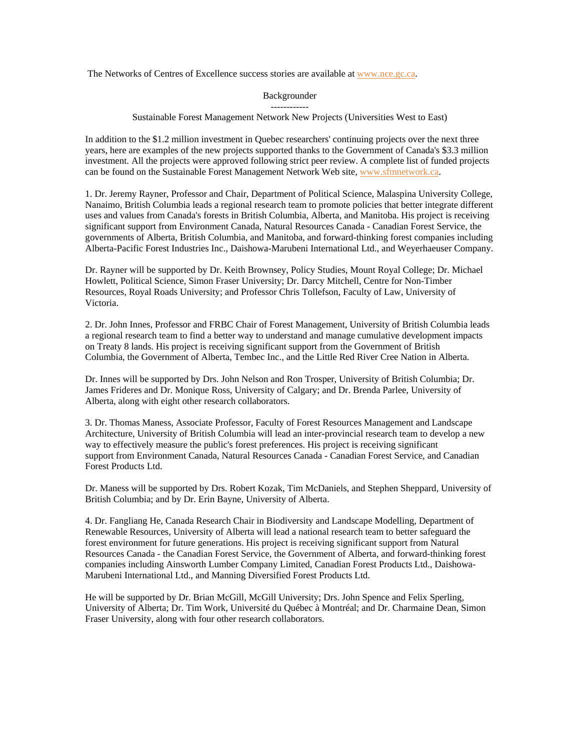The Networks of Centres of Excellence success stories are available at www.nce.gc.ca.

Backgrounder

------------

Sustainable Forest Management Network New Projects (Universities West to East)

In addition to the $1.2 million investment in Quebec researchers' continuing projects over the next three years, here are examples of the new projects supported thanks to the Government of Canada's $3.3 million investment. All the projects were approved following strict peer review. A complete list of funded projects can be found on the Sustainable Forest Management Network Web site, www.sfmnetwork.ca.

1. Dr. Jeremy Rayner, Professor and Chair, Department of Political Science, Malaspina University College, Nanaimo, British Columbia leads a regional research team to promote policies that better integrate different uses and values from Canada's forests in British Columbia, Alberta, and Manitoba. His project is receiving significant support from Environment Canada, Natural Resources Canada - Canadian Forest Service, the governments of Alberta, British Columbia, and Manitoba, and forward-thinking forest companies including Alberta-Pacific Forest Industries Inc., Daishowa-Marubeni International Ltd., and Weyerhaeuser Company.

Dr. Rayner will be supported by Dr. Keith Brownsey, Policy Studies, Mount Royal College; Dr. Michael Howlett, Political Science, Simon Fraser University; Dr. Darcy Mitchell, Centre for Non-Timber Resources, Royal Roads University; and Professor Chris Tollefson, Faculty of Law, University of Victoria.

2. Dr. John Innes, Professor and FRBC Chair of Forest Management, University of British Columbia leads a regional research team to find a better way to understand and manage cumulative development impacts on Treaty 8 lands. His project is receiving significant support from the Government of British Columbia, the Government of Alberta, Tembec Inc., and the Little Red River Cree Nation in Alberta.

Dr. Innes will be supported by Drs. John Nelson and Ron Trosper, University of British Columbia; Dr. James Frideres and Dr. Monique Ross, University of Calgary; and Dr. Brenda Parlee, University of Alberta, along with eight other research collaborators.

3. Dr. Thomas Maness, Associate Professor, Faculty of Forest Resources Management and Landscape Architecture, University of British Columbia will lead an inter-provincial research team to develop a new way to effectively measure the public's forest preferences. His project is receiving significant support from Environment Canada, Natural Resources Canada - Canadian Forest Service, and Canadian Forest Products Ltd.

Dr. Maness will be supported by Drs. Robert Kozak, Tim McDaniels, and Stephen Sheppard, University of British Columbia; and by Dr. Erin Bayne, University of Alberta.

4. Dr. Fangliang He, Canada Research Chair in Biodiversity and Landscape Modelling, Department of Renewable Resources, University of Alberta will lead a national research team to better safeguard the forest environment for future generations. His project is receiving significant support from Natural Resources Canada - the Canadian Forest Service, the Government of Alberta, and forward-thinking forest companies including Ainsworth Lumber Company Limited, Canadian Forest Products Ltd., Daishowa-Marubeni International Ltd., and Manning Diversified Forest Products Ltd.

He will be supported by Dr. Brian McGill, McGill University; Drs. John Spence and Felix Sperling, University of Alberta; Dr. Tim Work, Université du Québec à Montréal; and Dr. Charmaine Dean, Simon Fraser University, along with four other research collaborators.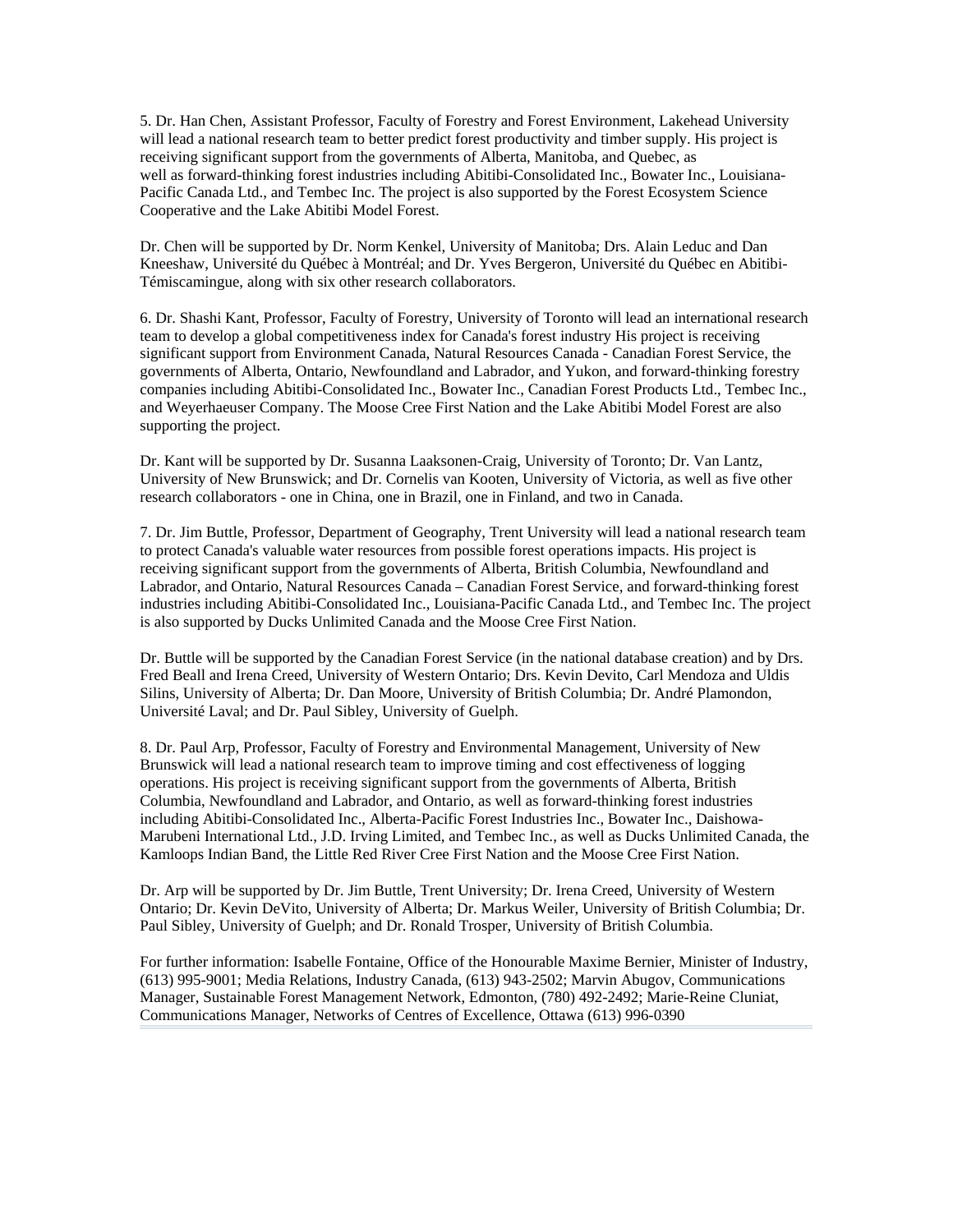5. Dr. Han Chen, Assistant Professor, Faculty of Forestry and Forest Environment, Lakehead University will lead a national research team to better predict forest productivity and timber supply. His project is receiving significant support from the governments of Alberta, Manitoba, and Quebec, as well as forward-thinking forest industries including Abitibi-Consolidated Inc., Bowater Inc., Louisiana-Pacific Canada Ltd., and Tembec Inc. The project is also supported by the Forest Ecosystem Science Cooperative and the Lake Abitibi Model Forest.

Dr. Chen will be supported by Dr. Norm Kenkel, University of Manitoba; Drs. Alain Leduc and Dan Kneeshaw, Université du Québec à Montréal; and Dr. Yves Bergeron, Université du Québec en Abitibi-Témiscamingue, along with six other research collaborators.

6. Dr. Shashi Kant, Professor, Faculty of Forestry, University of Toronto will lead an international research team to develop a global competitiveness index for Canada's forest industry His project is receiving significant support from Environment Canada, Natural Resources Canada - Canadian Forest Service, the governments of Alberta, Ontario, Newfoundland and Labrador, and Yukon, and forward-thinking forestry companies including Abitibi-Consolidated Inc., Bowater Inc., Canadian Forest Products Ltd., Tembec Inc., and Weyerhaeuser Company. The Moose Cree First Nation and the Lake Abitibi Model Forest are also supporting the project.

Dr. Kant will be supported by Dr. Susanna Laaksonen-Craig, University of Toronto; Dr. Van Lantz, University of New Brunswick; and Dr. Cornelis van Kooten, University of Victoria, as well as five other research collaborators - one in China, one in Brazil, one in Finland, and two in Canada.

7. Dr. Jim Buttle, Professor, Department of Geography, Trent University will lead a national research team to protect Canada's valuable water resources from possible forest operations impacts. His project is receiving significant support from the governments of Alberta, British Columbia, Newfoundland and Labrador, and Ontario, Natural Resources Canada – Canadian Forest Service, and forward-thinking forest industries including Abitibi-Consolidated Inc., Louisiana-Pacific Canada Ltd., and Tembec Inc. The project is also supported by Ducks Unlimited Canada and the Moose Cree First Nation.

Dr. Buttle will be supported by the Canadian Forest Service (in the national database creation) and by Drs. Fred Beall and Irena Creed, University of Western Ontario; Drs. Kevin Devito, Carl Mendoza and Uldis Silins, University of Alberta; Dr. Dan Moore, University of British Columbia; Dr. André Plamondon, Université Laval; and Dr. Paul Sibley, University of Guelph.

8. Dr. Paul Arp, Professor, Faculty of Forestry and Environmental Management, University of New Brunswick will lead a national research team to improve timing and cost effectiveness of logging operations. His project is receiving significant support from the governments of Alberta, British Columbia, Newfoundland and Labrador, and Ontario, as well as forward-thinking forest industries including Abitibi-Consolidated Inc., Alberta-Pacific Forest Industries Inc., Bowater Inc., Daishowa-Marubeni International Ltd., J.D. Irving Limited, and Tembec Inc., as well as Ducks Unlimited Canada, the Kamloops Indian Band, the Little Red River Cree First Nation and the Moose Cree First Nation.

Dr. Arp will be supported by Dr. Jim Buttle, Trent University; Dr. Irena Creed, University of Western Ontario; Dr. Kevin DeVito, University of Alberta; Dr. Markus Weiler, University of British Columbia; Dr. Paul Sibley, University of Guelph; and Dr. Ronald Trosper, University of British Columbia.

For further information: Isabelle Fontaine, Office of the Honourable Maxime Bernier, Minister of Industry, (613) 995-9001; Media Relations, Industry Canada, (613) 943-2502; Marvin Abugov, Communications Manager, Sustainable Forest Management Network, Edmonton, (780) 492-2492; Marie-Reine Cluniat, Communications Manager, Networks of Centres of Excellence, Ottawa (613) 996-0390